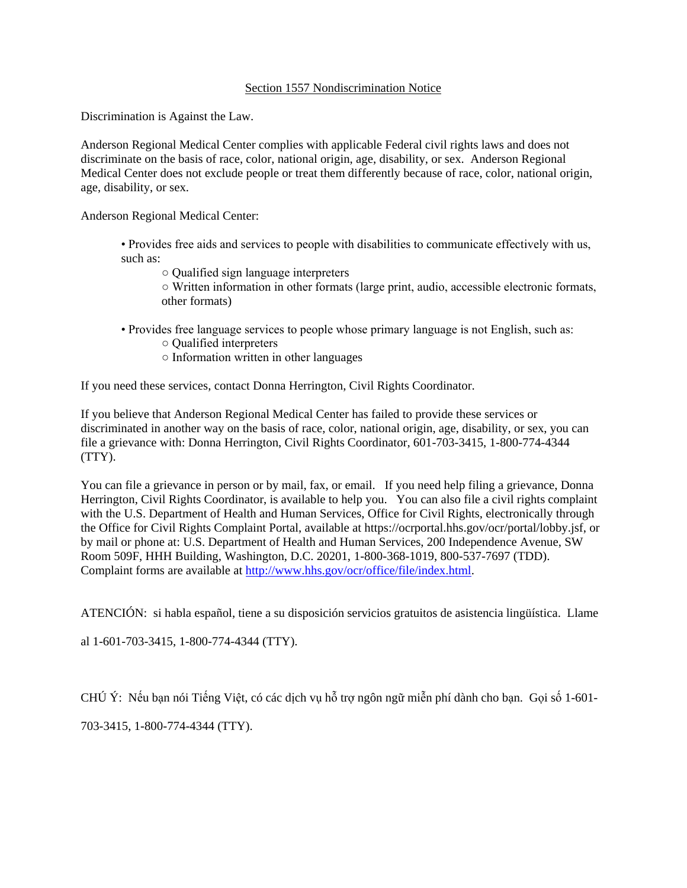# Section 1557 Nondiscrimination Notice

Discrimination is Against the Law.

Anderson Regional Medical Center complies with applicable Federal civil rights laws and does not discriminate on the basis of race, color, national origin, age, disability, or sex. Anderson Regional Medical Center does not exclude people or treat them differently because of race, color, national origin, age, disability, or sex.

Anderson Regional Medical Center:

- Provides free aids and services to people with disabilities to communicate effectively with us, such as:
  - Qualified sign language interpreters
  - Written information in other formats (large print, audio, accessible electronic formats, other formats)
- Provides free language services to people whose primary language is not English, such as:
  - Qualified interpreters
  - Information written in other languages

If you need these services, contact Donna Herrington, Civil Rights Coordinator.

If you believe that Anderson Regional Medical Center has failed to provide these services or discriminated in another way on the basis of race, color, national origin, age, disability, or sex, you can file a grievance with: Donna Herrington, Civil Rights Coordinator, 601-703-3415, 1-800-774-4344 (TTY).

You can file a grievance in person or by mail, fax, or email. If you need help filing a grievance, Donna Herrington, Civil Rights Coordinator, is available to help you. You can also file a civil rights complaint with the U.S. Department of Health and Human Services, Office for Civil Rights, electronically through the Office for Civil Rights Complaint Portal, available at https://ocrportal.hhs.gov/ocr/portal/lobby.jsf, or by mail or phone at: U.S. Department of Health and Human Services, 200 Independence Avenue, SW Room 509F, HHH Building, Washington, D.C. 20201, 1-800-368-1019, 800-537-7697 (TDD). Complaint forms are available at [http://www.hhs.gov/ocr/office/file/index.html](http://www.hhs.gov/ocr/office/file/index.html).

ATENCIÓN: si habla español, tiene a su disposición servicios gratuitos de asistencia lingüística. Llame al 1-601-703-3415, 1-800-774-4344 (TTY).

CHÚ Ý: Nếu bạn nói Tiếng Việt, có các dịch vụ hỗ trợ ngôn ngữ miễn phí dành cho bạn. Gọi số 1-601-703-3415, 1-800-774-4344 (TTY).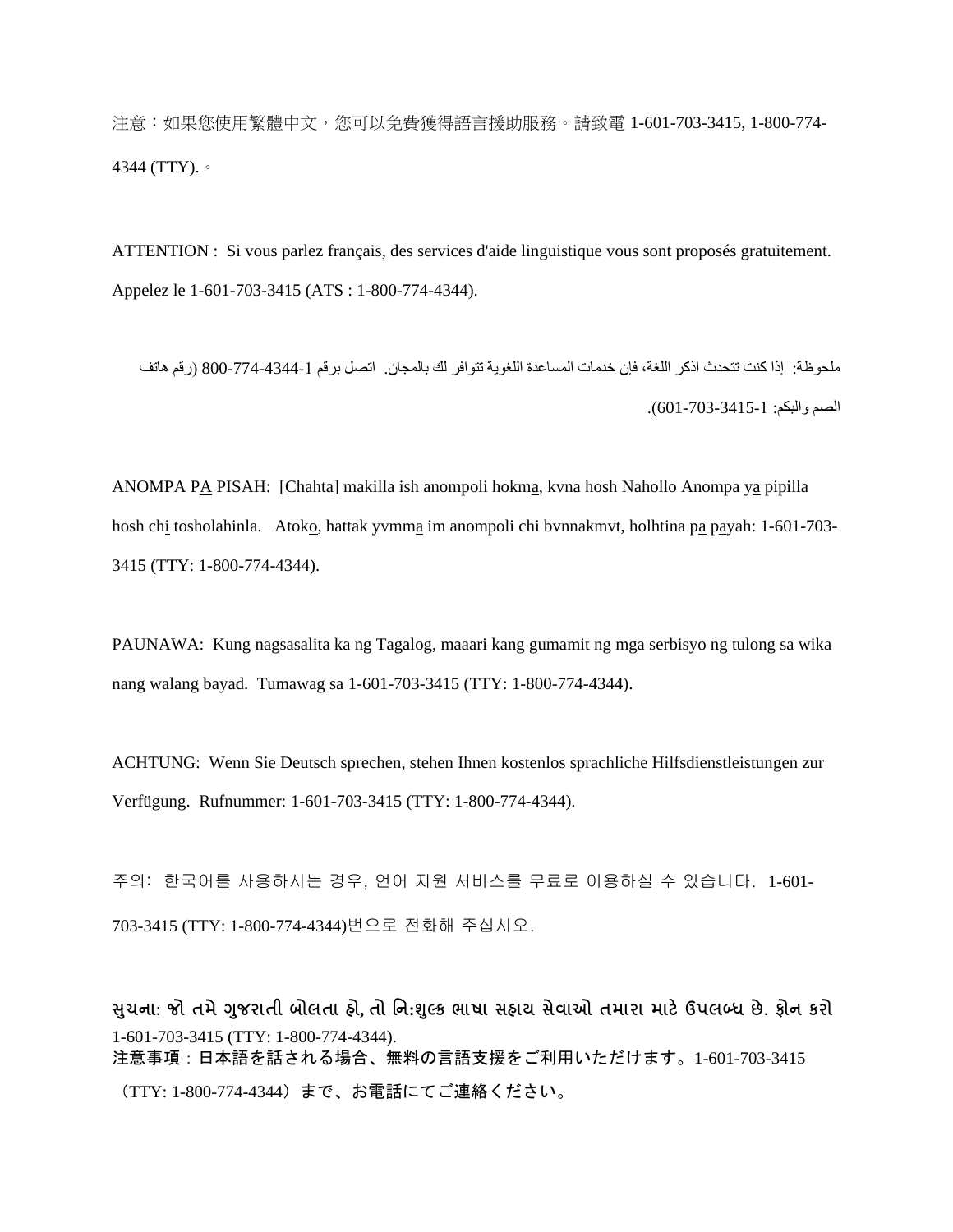注意：如果您使用繁體中文，您可以免費獲得語言援助服務。請致電 1-601-703-3415, 1-800-774-4344 (TTY).。

ATTENTION : Si vous parlez français, des services d'aide linguistique vous sont proposés gratuitement. Appelez le 1-601-703-3415 (ATS : 1-800-774-4344).

ملحوظة: إذا كنت تتحدث اذكر اللغة، فإن خدمات المساعدة اللغوية تتوافر لك بالمجان. اتصل برقم 1-800-774-4344 (رقم هاتف الصم والبكم: 1-601-703-3415).

ANOMPA PA PISAH: [Chahta] makilla ish anompoli hokma, kvna hosh Nahollo Anompa ya pipilla hosh chi tosholahinla. Atoko, hattak yvmma im anompoli chi bvnnakmvt, holhtina pa payah: 1-601-703-3415 (TTY: 1-800-774-4344).

PAUNAWA: Kung nagsasalita ka ng Tagalog, maaari kang gumamit ng mga serbisyo ng tulong sa wika nang walang bayad. Tumawag sa 1-601-703-3415 (TTY: 1-800-774-4344).

ACHTUNG: Wenn Sie Deutsch sprechen, stehen Ihnen kostenlos sprachliche Hilfsdienstleistungen zur Verfügung. Rufnummer: 1-601-703-3415 (TTY: 1-800-774-4344).

주의: 한국어를 사용하시는 경우, 언어 지원 서비스를 무료로 이용하실 수 있습니다. 1-601-703-3415 (TTY: 1-800-774-4344)번으로 전화해 주십시오.

**સુચના: જો તમે ગુજરાતી બોલતા હો, તો નિ:શુલ્ક ભાષા સહાય સેવાઓ તમારા માટે ઉપલબ્ધ છે. ફોન કરો** 1-601-703-3415 (TTY: 1-800-774-4344).

**注意事項**：日本語を話される場合、無料の言語支援をご利用いただけます。1-601-703-3415（TTY: 1-800-774-4344）まで、お電話にてご連絡ください。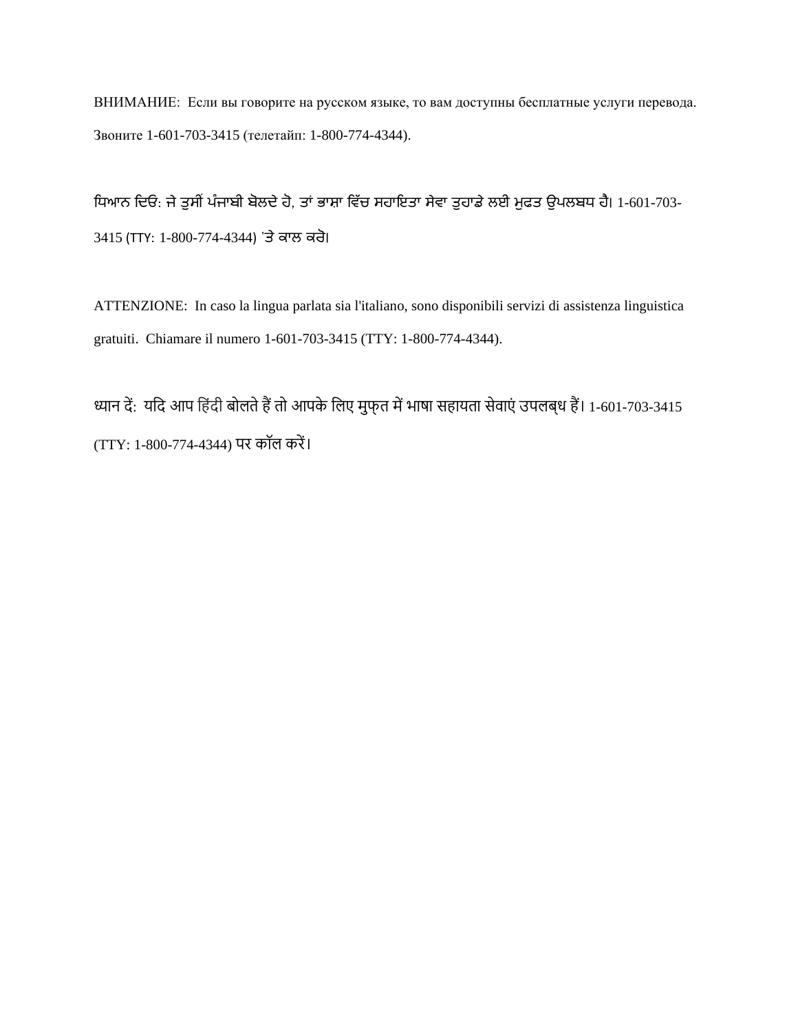ВНИМАНИЕ: Если вы говорите на русском языке, то вам доступны бесплатные услуги перевода. Звоните 1-601-703-3415 (телетайп: 1-800-774-4344).

ਧਿਆਨ ਦਿਓ: ਜੇ ਤੁਸੀਂ ਪੰਜਾਬੀ ਬੋਲਦੇ ਹੋ, ਤਾਂ ਭਾਸ਼ਾ ਵਿੱਚ ਸਹਾਇਤਾ ਸੇਵਾ ਤੁਹਾਡੇ ਲਈ ਮੁਫਤ ਉਪਲਬਧ ਹੈ। 1-601-703-3415 (TTY: 1-800-774-4344) 'ਤੇ ਕਾਲ ਕਰੋ।

ATTENZIONE: In caso la lingua parlata sia l'italiano, sono disponibili servizi di assistenza linguistica gratuiti. Chiamare il numero 1-601-703-3415 (TTY: 1-800-774-4344).

ध्यान दें: यदि आप हिंदी बोलते हैं तो आपके लिए मुफ्त में भाषा सहायता सेवाएं उपलब्ध हैं। 1-601-703-3415 (TTY: 1-800-774-4344) पर कॉल करें।